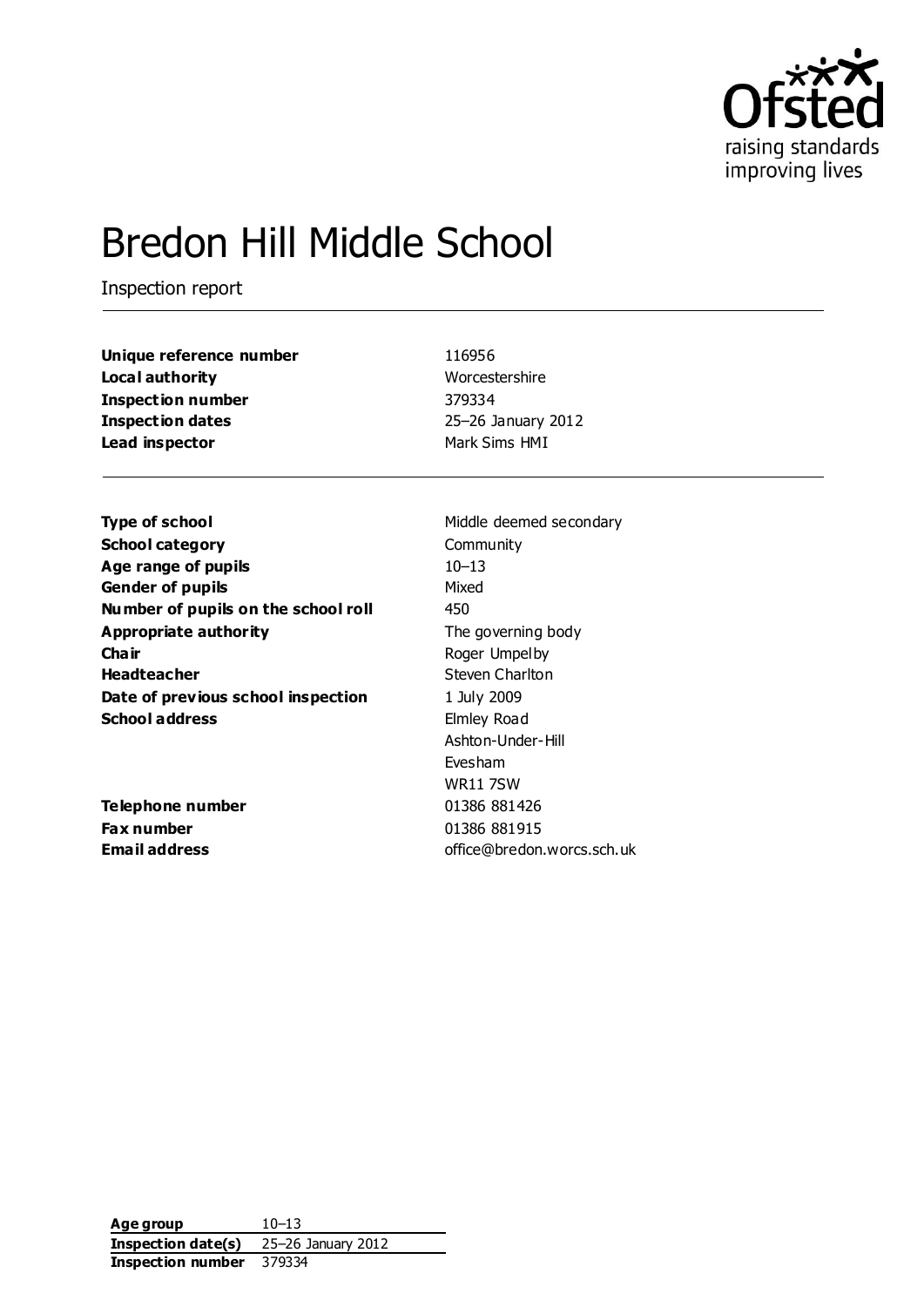# Bredon Hill Middle School

Inspection report

| | |
|---|---|
| **Unique reference number** | 116956 |
| **Local authority** | Worcestershire |
| **Inspection number** | 379334 |
| **Inspection dates** | 25–26 January 2012 |
| **Lead inspector** | Mark Sims HMI |

| | |
|---|---|
| **Type of school** | Middle deemed secondary |
| **School category** | Community |
| **Age range of pupils** | 10–13 |
| **Gender of pupils** | Mixed |
| **Number of pupils on the school roll** | 450 |
| **Appropriate authority** | The governing body |
| **Chair** | Roger Umpelby |
| **Headteacher** | Steven Charlton |
| **Date of previous school inspection** | 1 July 2009 |
| **School address** | Elmley Road<br>Ashton-Under-Hill<br>Evesham<br>WR11 7SW |
| **Telephone number** | 01386 881426 |
| **Fax number** | 01386 881915 |
| **Email address** | office@bredon.worcs.sch.uk |

| | |
|---|---|
| **Age group** | 10–13 |
| **Inspection date(s)** | 25–26 January 2012 |
| **Inspection number** | 379334 |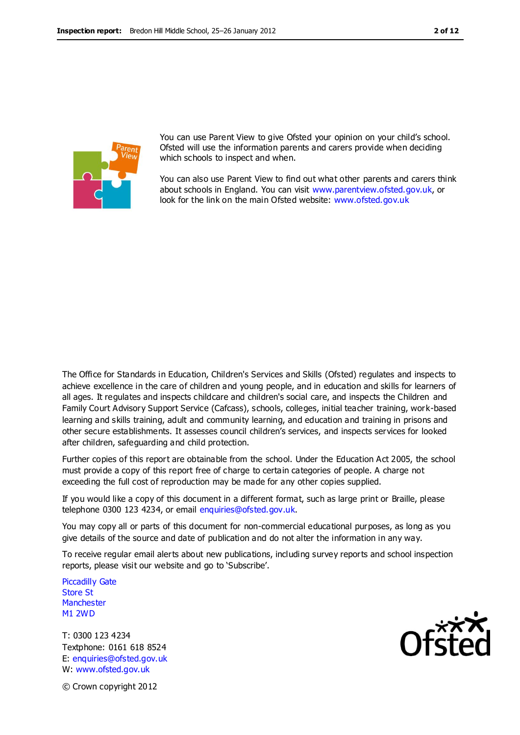You can use Parent View to give Ofsted your opinion on your child's school. Ofsted will use the information parents and carers provide when deciding which schools to inspect and when.

You can also use Parent View to find out what other parents and carers think about schools in England. You can visit www.parentview.ofsted.gov.uk, or look for the link on the main Ofsted website: www.ofsted.gov.uk

The Office for Standards in Education, Children's Services and Skills (Ofsted) regulates and inspects to achieve excellence in the care of children and young people, and in education and skills for learners of all ages. It regulates and inspects childcare and children's social care, and inspects the Children and Family Court Advisory Support Service (Cafcass), schools, colleges, initial teacher training, work-based learning and skills training, adult and community learning, and education and training in prisons and other secure establishments. It assesses council children's services, and inspects services for looked after children, safeguarding and child protection.

Further copies of this report are obtainable from the school. Under the Education Act 2005, the school must provide a copy of this report free of charge to certain categories of people. A charge not exceeding the full cost of reproduction may be made for any other copies supplied.

If you would like a copy of this document in a different format, such as large print or Braille, please telephone 0300 123 4234, or email enquiries@ofsted.gov.uk.

You may copy all or parts of this document for non-commercial educational purposes, as long as you give details of the source and date of publication and do not alter the information in any way.

To receive regular email alerts about new publications, including survey reports and school inspection reports, please visit our website and go to 'Subscribe'.

Piccadilly Gate
Store St
Manchester
M1 2WD

T: 0300 123 4234
Textphone: 0161 618 8524
E: enquiries@ofsted.gov.uk
W: www.ofsted.gov.uk

© Crown copyright 2012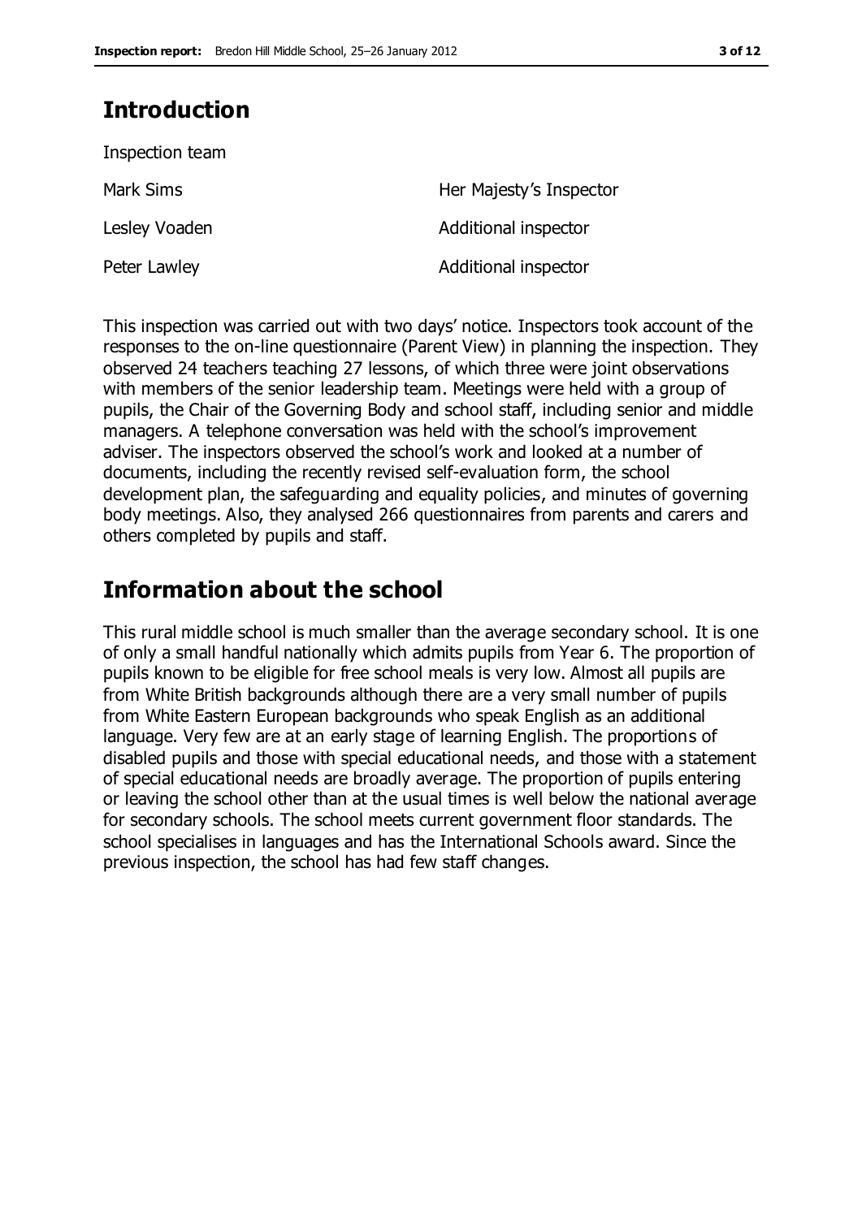# Introduction

Inspection team

| | |
|---|---|
| Mark Sims | Her Majesty's Inspector |
| Lesley Voaden | Additional inspector |
| Peter Lawley | Additional inspector |

This inspection was carried out with two days' notice. Inspectors took account of the responses to the on-line questionnaire (Parent View) in planning the inspection. They observed 24 teachers teaching 27 lessons, of which three were joint observations with members of the senior leadership team. Meetings were held with a group of pupils, the Chair of the Governing Body and school staff, including senior and middle managers. A telephone conversation was held with the school's improvement adviser. The inspectors observed the school's work and looked at a number of documents, including the recently revised self-evaluation form, the school development plan, the safeguarding and equality policies, and minutes of governing body meetings. Also, they analysed 266 questionnaires from parents and carers and others completed by pupils and staff.

# Information about the school

This rural middle school is much smaller than the average secondary school. It is one of only a small handful nationally which admits pupils from Year 6. The proportion of pupils known to be eligible for free school meals is very low. Almost all pupils are from White British backgrounds although there are a very small number of pupils from White Eastern European backgrounds who speak English as an additional language. Very few are at an early stage of learning English. The proportions of disabled pupils and those with special educational needs, and those with a statement of special educational needs are broadly average. The proportion of pupils entering or leaving the school other than at the usual times is well below the national average for secondary schools. The school meets current government floor standards. The school specialises in languages and has the International Schools award. Since the previous inspection, the school has had few staff changes.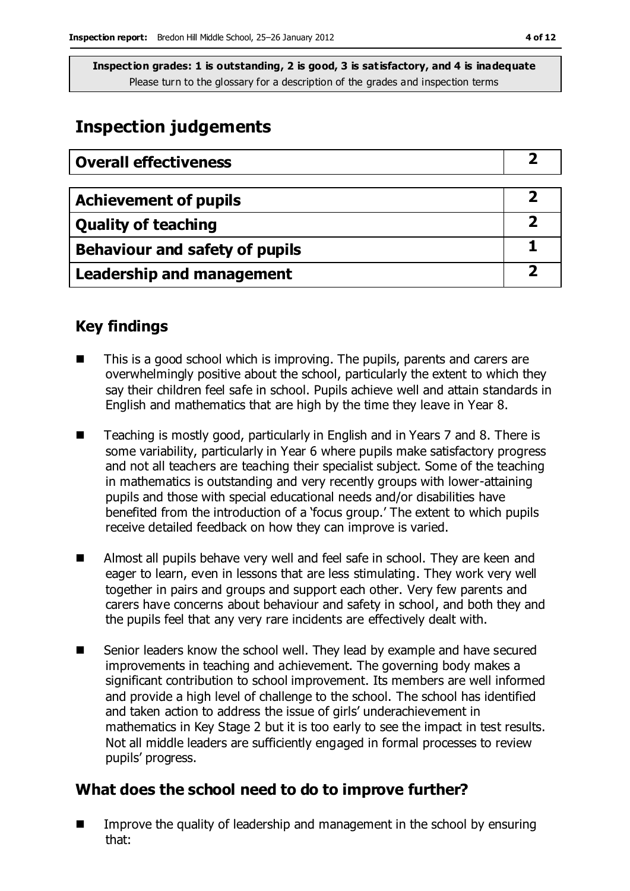**Inspection grades: 1 is outstanding, 2 is good, 3 is satisfactory, and 4 is inadequate**
Please turn to the glossary for a description of the grades and inspection terms

# Inspection judgements

| Overall effectiveness | 2 |
|---|---|

| Achievement of pupils | 2 |
|---|---|
| Quality of teaching | 2 |
| Behaviour and safety of pupils | 1 |
| Leadership and management | 2 |

## Key findings

- This is a good school which is improving. The pupils, parents and carers are overwhelmingly positive about the school, particularly the extent to which they say their children feel safe in school. Pupils achieve well and attain standards in English and mathematics that are high by the time they leave in Year 8.
- Teaching is mostly good, particularly in English and in Years 7 and 8. There is some variability, particularly in Year 6 where pupils make satisfactory progress and not all teachers are teaching their specialist subject. Some of the teaching in mathematics is outstanding and very recently groups with lower-attaining pupils and those with special educational needs and/or disabilities have benefited from the introduction of a 'focus group.' The extent to which pupils receive detailed feedback on how they can improve is varied.
- Almost all pupils behave very well and feel safe in school. They are keen and eager to learn, even in lessons that are less stimulating. They work very well together in pairs and groups and support each other. Very few parents and carers have concerns about behaviour and safety in school, and both they and the pupils feel that any very rare incidents are effectively dealt with.
- Senior leaders know the school well. They lead by example and have secured improvements in teaching and achievement. The governing body makes a significant contribution to school improvement. Its members are well informed and provide a high level of challenge to the school. The school has identified and taken action to address the issue of girls' underachievement in mathematics in Key Stage 2 but it is too early to see the impact in test results. Not all middle leaders are sufficiently engaged in formal processes to review pupils' progress.

## What does the school need to do to improve further?

- Improve the quality of leadership and management in the school by ensuring that: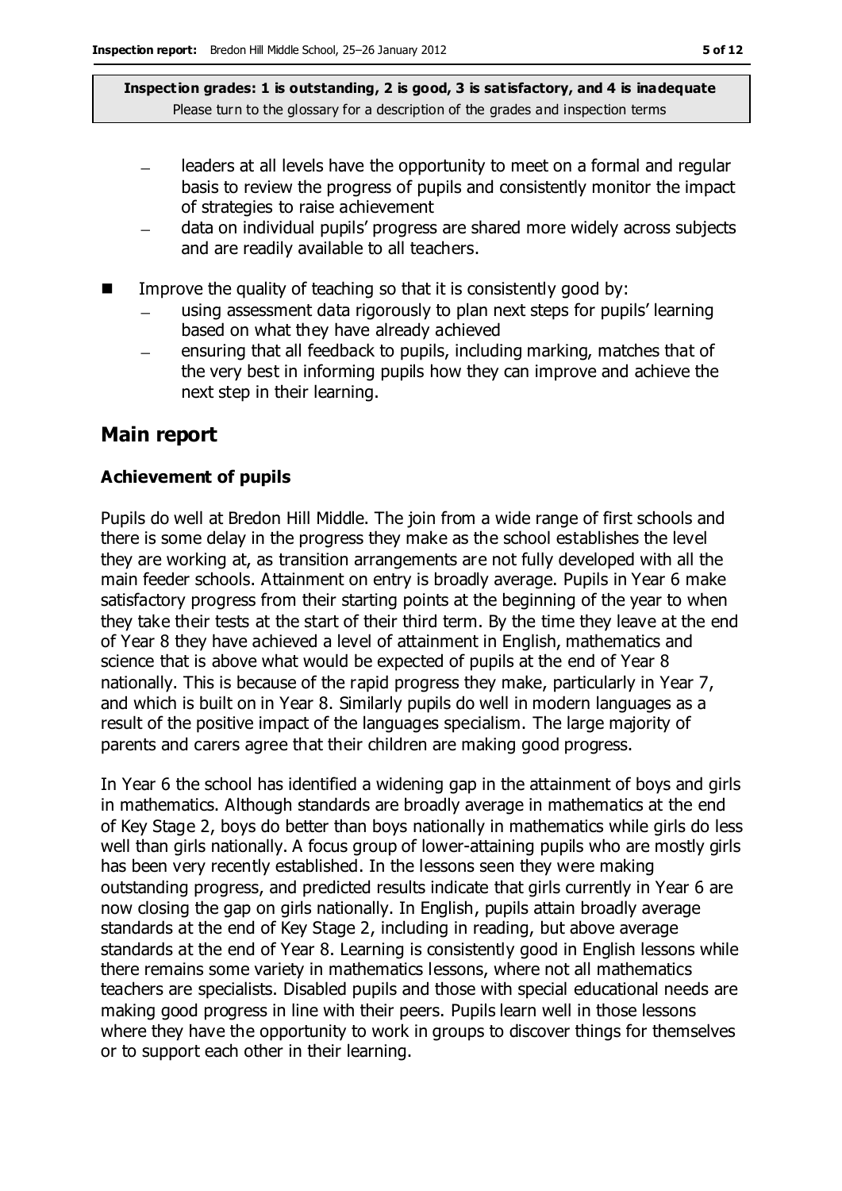- leaders at all levels have the opportunity to meet on a formal and regular basis to review the progress of pupils and consistently monitor the impact of strategies to raise achievement
  - data on individual pupils' progress are shared more widely across subjects and are readily available to all teachers.

- Improve the quality of teaching so that it is consistently good by:
  - using assessment data rigorously to plan next steps for pupils' learning based on what they have already achieved
  - ensuring that all feedback to pupils, including marking, matches that of the very best in informing pupils how they can improve and achieve the next step in their learning.

## Main report

### Achievement of pupils

Pupils do well at Bredon Hill Middle. The join from a wide range of first schools and there is some delay in the progress they make as the school establishes the level they are working at, as transition arrangements are not fully developed with all the main feeder schools. Attainment on entry is broadly average. Pupils in Year 6 make satisfactory progress from their starting points at the beginning of the year to when they take their tests at the start of their third term. By the time they leave at the end of Year 8 they have achieved a level of attainment in English, mathematics and science that is above what would be expected of pupils at the end of Year 8 nationally. This is because of the rapid progress they make, particularly in Year 7, and which is built on in Year 8. Similarly pupils do well in modern languages as a result of the positive impact of the languages specialism. The large majority of parents and carers agree that their children are making good progress.

In Year 6 the school has identified a widening gap in the attainment of boys and girls in mathematics. Although standards are broadly average in mathematics at the end of Key Stage 2, boys do better than boys nationally in mathematics while girls do less well than girls nationally. A focus group of lower-attaining pupils who are mostly girls has been very recently established. In the lessons seen they were making outstanding progress, and predicted results indicate that girls currently in Year 6 are now closing the gap on girls nationally. In English, pupils attain broadly average standards at the end of Key Stage 2, including in reading, but above average standards at the end of Year 8. Learning is consistently good in English lessons while there remains some variety in mathematics lessons, where not all mathematics teachers are specialists. Disabled pupils and those with special educational needs are making good progress in line with their peers. Pupils learn well in those lessons where they have the opportunity to work in groups to discover things for themselves or to support each other in their learning.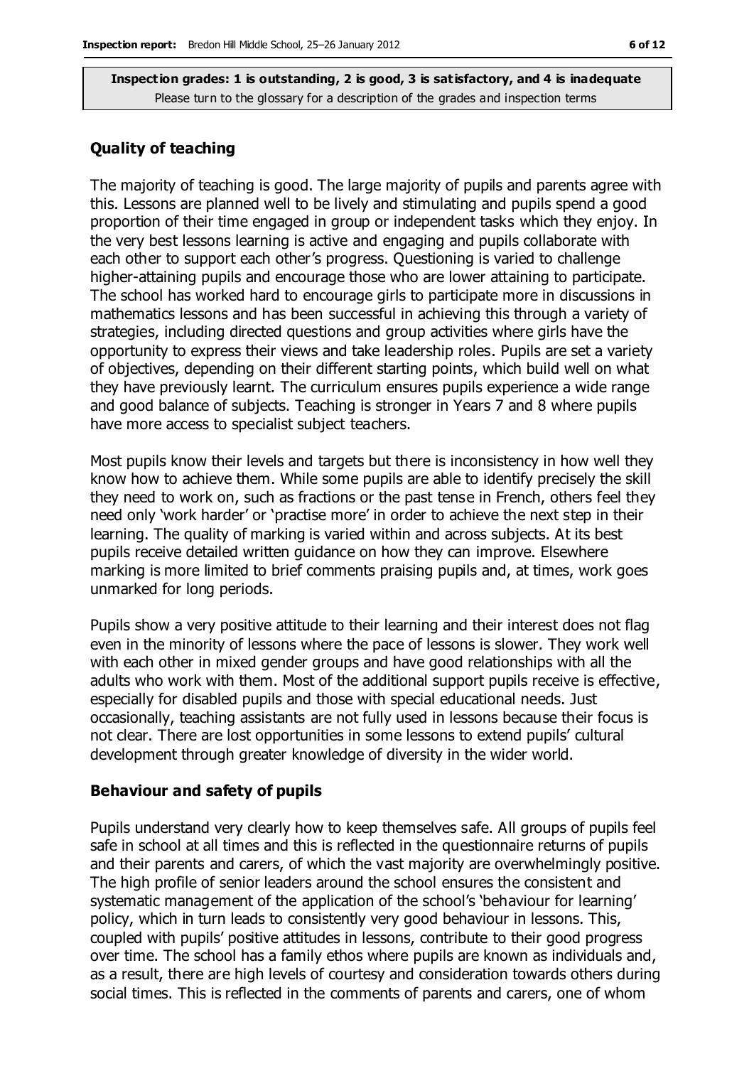**Inspection grades: 1 is outstanding, 2 is good, 3 is satisfactory, and 4 is inadequate**
Please turn to the glossary for a description of the grades and inspection terms

## Quality of teaching

The majority of teaching is good. The large majority of pupils and parents agree with this. Lessons are planned well to be lively and stimulating and pupils spend a good proportion of their time engaged in group or independent tasks which they enjoy. In the very best lessons learning is active and engaging and pupils collaborate with each other to support each other's progress. Questioning is varied to challenge higher-attaining pupils and encourage those who are lower attaining to participate. The school has worked hard to encourage girls to participate more in discussions in mathematics lessons and has been successful in achieving this through a variety of strategies, including directed questions and group activities where girls have the opportunity to express their views and take leadership roles. Pupils are set a variety of objectives, depending on their different starting points, which build well on what they have previously learnt. The curriculum ensures pupils experience a wide range and good balance of subjects. Teaching is stronger in Years 7 and 8 where pupils have more access to specialist subject teachers.

Most pupils know their levels and targets but there is inconsistency in how well they know how to achieve them. While some pupils are able to identify precisely the skill they need to work on, such as fractions or the past tense in French, others feel they need only 'work harder' or 'practise more' in order to achieve the next step in their learning. The quality of marking is varied within and across subjects. At its best pupils receive detailed written guidance on how they can improve. Elsewhere marking is more limited to brief comments praising pupils and, at times, work goes unmarked for long periods.

Pupils show a very positive attitude to their learning and their interest does not flag even in the minority of lessons where the pace of lessons is slower. They work well with each other in mixed gender groups and have good relationships with all the adults who work with them. Most of the additional support pupils receive is effective, especially for disabled pupils and those with special educational needs. Just occasionally, teaching assistants are not fully used in lessons because their focus is not clear. There are lost opportunities in some lessons to extend pupils' cultural development through greater knowledge of diversity in the wider world.

## Behaviour and safety of pupils

Pupils understand very clearly how to keep themselves safe. All groups of pupils feel safe in school at all times and this is reflected in the questionnaire returns of pupils and their parents and carers, of which the vast majority are overwhelmingly positive. The high profile of senior leaders around the school ensures the consistent and systematic management of the application of the school's 'behaviour for learning' policy, which in turn leads to consistently very good behaviour in lessons. This, coupled with pupils' positive attitudes in lessons, contribute to their good progress over time. The school has a family ethos where pupils are known as individuals and, as a result, there are high levels of courtesy and consideration towards others during social times. This is reflected in the comments of parents and carers, one of whom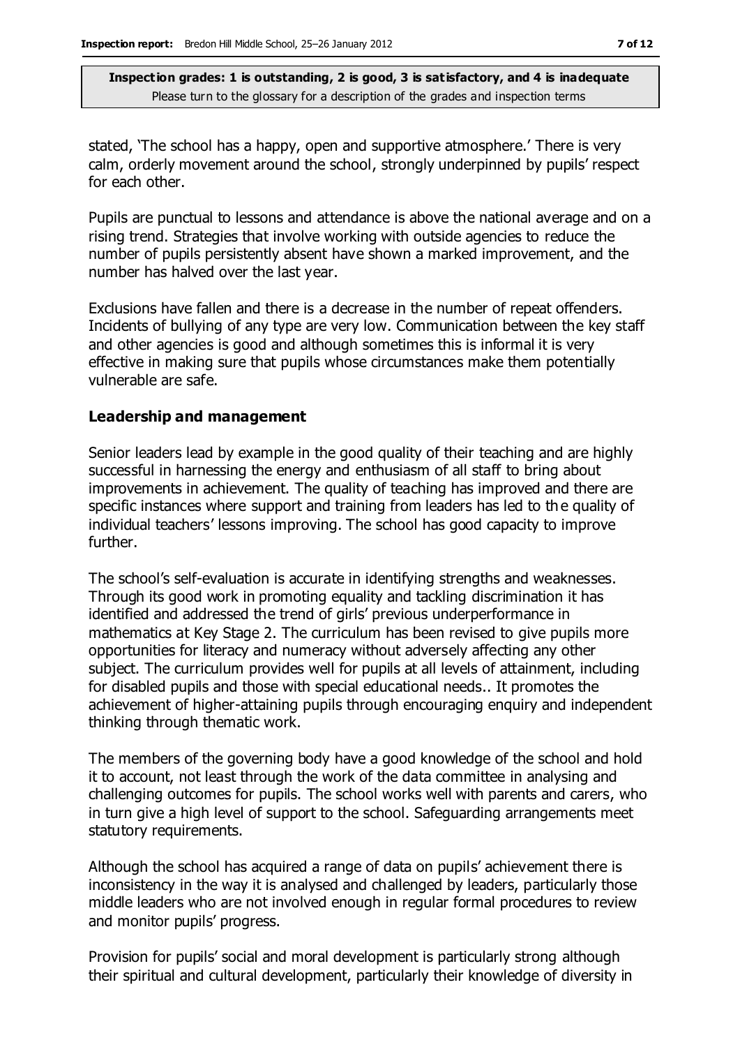stated, 'The school has a happy, open and supportive atmosphere.' There is very calm, orderly movement around the school, strongly underpinned by pupils' respect for each other.

Pupils are punctual to lessons and attendance is above the national average and on a rising trend. Strategies that involve working with outside agencies to reduce the number of pupils persistently absent have shown a marked improvement, and the number has halved over the last year.

Exclusions have fallen and there is a decrease in the number of repeat offenders. Incidents of bullying of any type are very low. Communication between the key staff and other agencies is good and although sometimes this is informal it is very effective in making sure that pupils whose circumstances make them potentially vulnerable are safe.

### Leadership and management

Senior leaders lead by example in the good quality of their teaching and are highly successful in harnessing the energy and enthusiasm of all staff to bring about improvements in achievement. The quality of teaching has improved and there are specific instances where support and training from leaders has led to the quality of individual teachers' lessons improving. The school has good capacity to improve further.

The school's self-evaluation is accurate in identifying strengths and weaknesses. Through its good work in promoting equality and tackling discrimination it has identified and addressed the trend of girls' previous underperformance in mathematics at Key Stage 2. The curriculum has been revised to give pupils more opportunities for literacy and numeracy without adversely affecting any other subject. The curriculum provides well for pupils at all levels of attainment, including for disabled pupils and those with special educational needs.. It promotes the achievement of higher-attaining pupils through encouraging enquiry and independent thinking through thematic work.

The members of the governing body have a good knowledge of the school and hold it to account, not least through the work of the data committee in analysing and challenging outcomes for pupils. The school works well with parents and carers, who in turn give a high level of support to the school. Safeguarding arrangements meet statutory requirements.

Although the school has acquired a range of data on pupils' achievement there is inconsistency in the way it is analysed and challenged by leaders, particularly those middle leaders who are not involved enough in regular formal procedures to review and monitor pupils' progress.

Provision for pupils' social and moral development is particularly strong although their spiritual and cultural development, particularly their knowledge of diversity in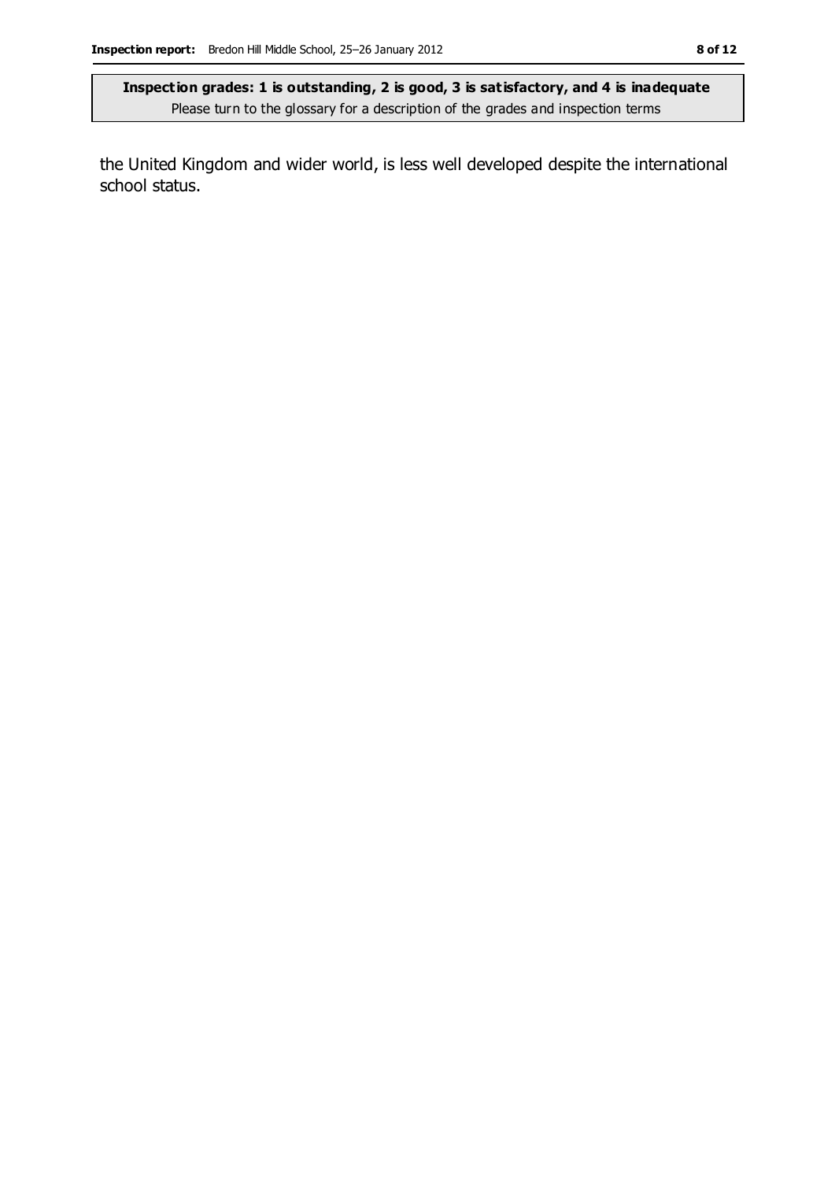the United Kingdom and wider world, is less well developed despite the international school status.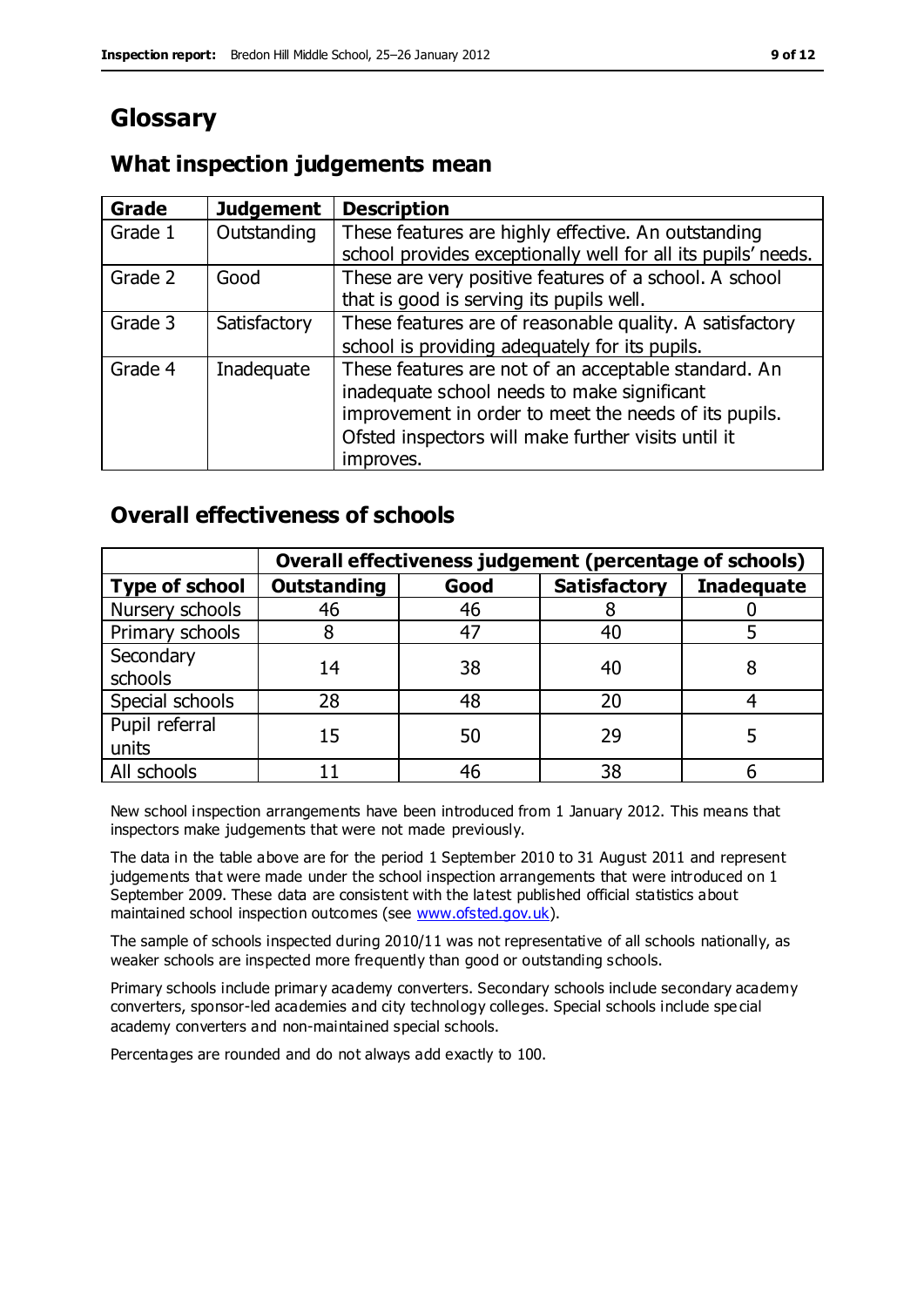# Glossary

## What inspection judgements mean

| Grade | Judgement | Description |
|---|---|---|
| Grade 1 | Outstanding | These features are highly effective. An outstanding school provides exceptionally well for all its pupils' needs. |
| Grade 2 | Good | These are very positive features of a school. A school that is good is serving its pupils well. |
| Grade 3 | Satisfactory | These features are of reasonable quality. A satisfactory school is providing adequately for its pupils. |
| Grade 4 | Inadequate | These features are not of an acceptable standard. An inadequate school needs to make significant improvement in order to meet the needs of its pupils. Ofsted inspectors will make further visits until it improves. |

## Overall effectiveness of schools

| | Overall effectiveness judgement (percentage of schools) | | | |
|---|---|---|---|---|
| **Type of school** | **Outstanding** | **Good** | **Satisfactory** | **Inadequate** |
| Nursery schools | 46 | 46 | 8 | 0 |
| Primary schools | 8 | 47 | 40 | 5 |
| Secondary schools | 14 | 38 | 40 | 8 |
| Special schools | 28 | 48 | 20 | 4 |
| Pupil referral units | 15 | 50 | 29 | 5 |
| All schools | 11 | 46 | 38 | 6 |

New school inspection arrangements have been introduced from 1 January 2012. This means that inspectors make judgements that were not made previously.

The data in the table above are for the period 1 September 2010 to 31 August 2011 and represent judgements that were made under the school inspection arrangements that were introduced on 1 September 2009. These data are consistent with the latest published official statistics about maintained school inspection outcomes (see www.ofsted.gov.uk).

The sample of schools inspected during 2010/11 was not representative of all schools nationally, as weaker schools are inspected more frequently than good or outstanding schools.

Primary schools include primary academy converters. Secondary schools include secondary academy converters, sponsor-led academies and city technology colleges. Special schools include special academy converters and non-maintained special schools.

Percentages are rounded and do not always add exactly to 100.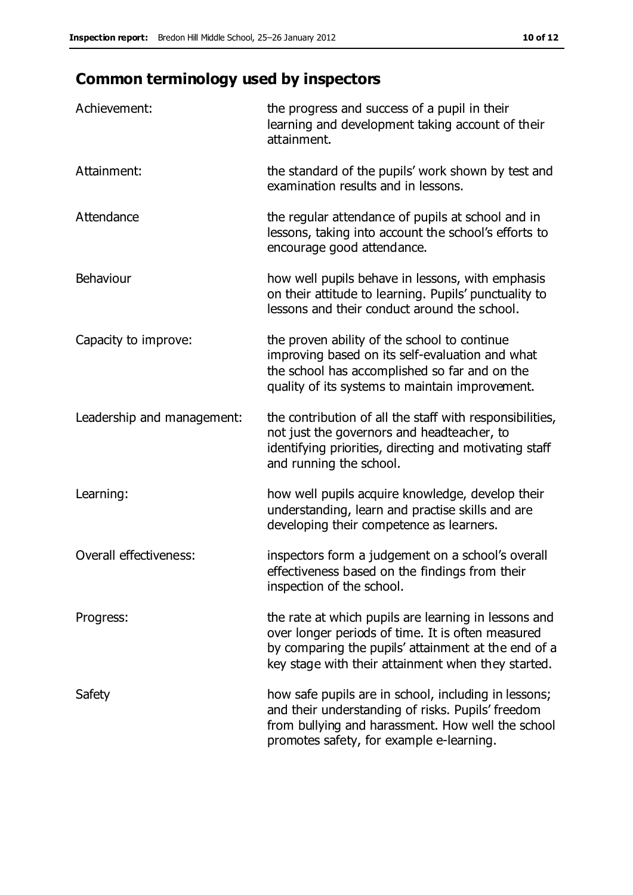## Common terminology used by inspectors

| | |
|---|---|
| Achievement: | the progress and success of a pupil in their learning and development taking account of their attainment. |
| Attainment: | the standard of the pupils' work shown by test and examination results and in lessons. |
| Attendance | the regular attendance of pupils at school and in lessons, taking into account the school's efforts to encourage good attendance. |
| Behaviour | how well pupils behave in lessons, with emphasis on their attitude to learning. Pupils' punctuality to lessons and their conduct around the school. |
| Capacity to improve: | the proven ability of the school to continue improving based on its self-evaluation and what the school has accomplished so far and on the quality of its systems to maintain improvement. |
| Leadership and management: | the contribution of all the staff with responsibilities, not just the governors and headteacher, to identifying priorities, directing and motivating staff and running the school. |
| Learning: | how well pupils acquire knowledge, develop their understanding, learn and practise skills and are developing their competence as learners. |
| Overall effectiveness: | inspectors form a judgement on a school's overall effectiveness based on the findings from their inspection of the school. |
| Progress: | the rate at which pupils are learning in lessons and over longer periods of time. It is often measured by comparing the pupils' attainment at the end of a key stage with their attainment when they started. |
| Safety | how safe pupils are in school, including in lessons; and their understanding of risks. Pupils' freedom from bullying and harassment. How well the school promotes safety, for example e-learning. |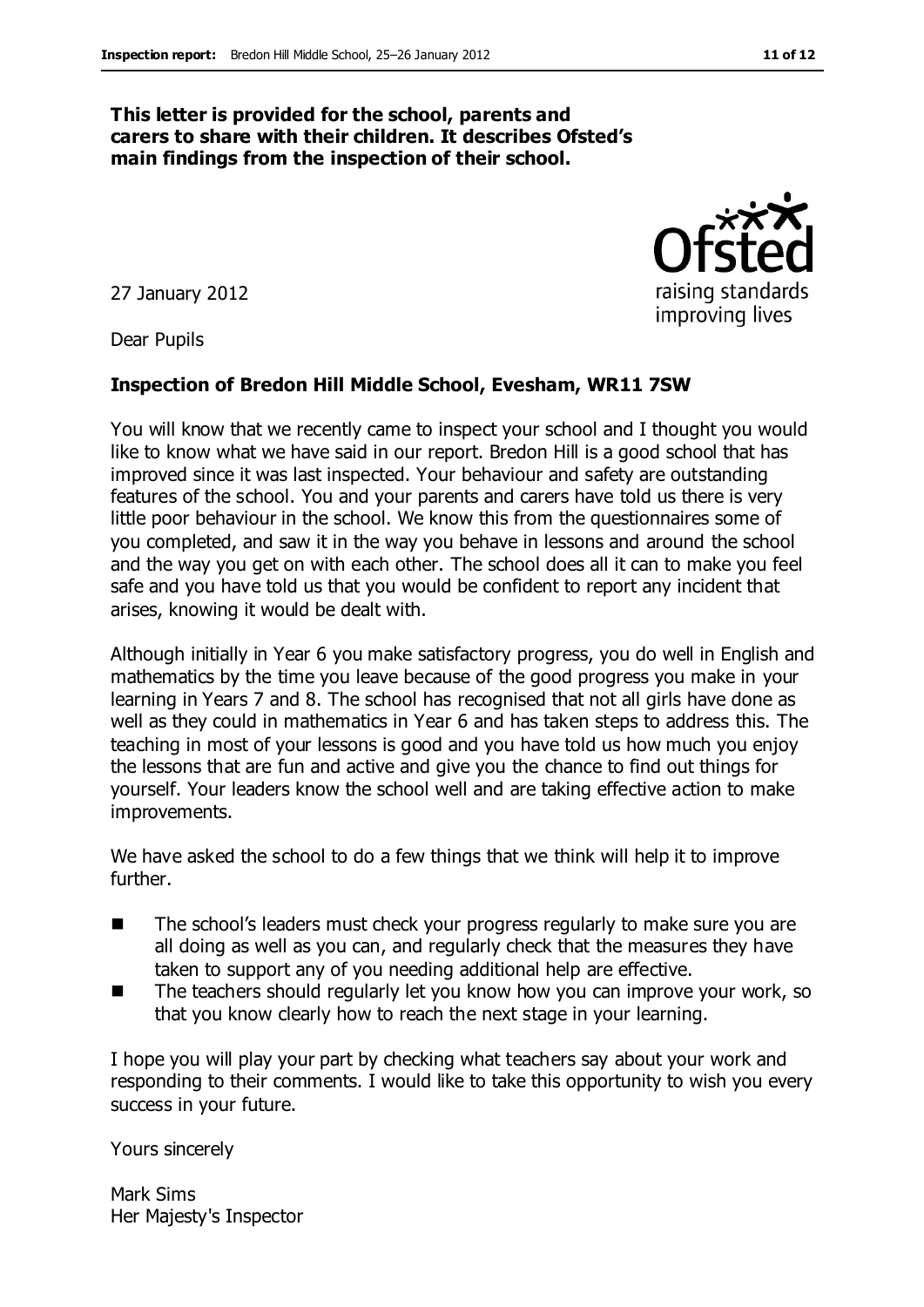**This letter is provided for the school, parents and carers to share with their children. It describes Ofsted's main findings from the inspection of their school.**

27 January 2012

Dear Pupils

**Inspection of Bredon Hill Middle School, Evesham, WR11 7SW**

You will know that we recently came to inspect your school and I thought you would like to know what we have said in our report. Bredon Hill is a good school that has improved since it was last inspected. Your behaviour and safety are outstanding features of the school. You and your parents and carers have told us there is very little poor behaviour in the school. We know this from the questionnaires some of you completed, and saw it in the way you behave in lessons and around the school and the way you get on with each other. The school does all it can to make you feel safe and you have told us that you would be confident to report any incident that arises, knowing it would be dealt with.

Although initially in Year 6 you make satisfactory progress, you do well in English and mathematics by the time you leave because of the good progress you make in your learning in Years 7 and 8. The school has recognised that not all girls have done as well as they could in mathematics in Year 6 and has taken steps to address this. The teaching in most of your lessons is good and you have told us how much you enjoy the lessons that are fun and active and give you the chance to find out things for yourself. Your leaders know the school well and are taking effective action to make improvements.

We have asked the school to do a few things that we think will help it to improve further.

- The school's leaders must check your progress regularly to make sure you are all doing as well as you can, and regularly check that the measures they have taken to support any of you needing additional help are effective.
- The teachers should regularly let you know how you can improve your work, so that you know clearly how to reach the next stage in your learning.

I hope you will play your part by checking what teachers say about your work and responding to their comments. I would like to take this opportunity to wish you every success in your future.

Yours sincerely

Mark Sims
Her Majesty's Inspector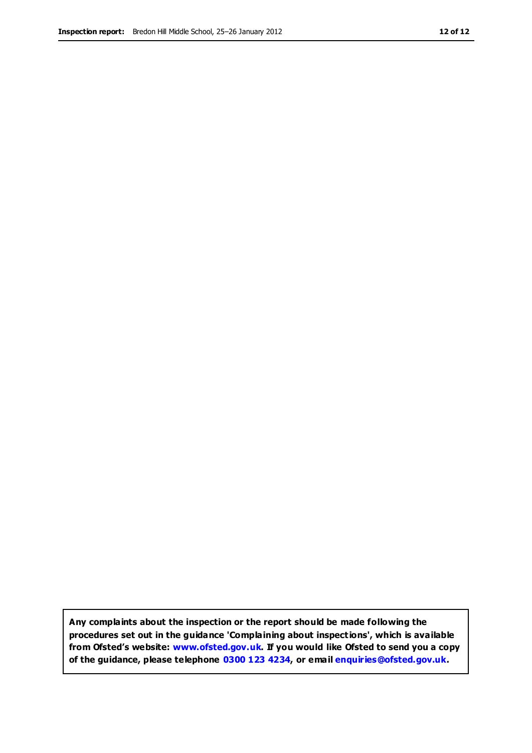**Any complaints about the inspection or the report should be made following the procedures set out in the guidance 'Complaining about inspections', which is available from Ofsted's website: www.ofsted.gov.uk. If you would like Ofsted to send you a copy of the guidance, please telephone 0300 123 4234, or email enquiries@ofsted.gov.uk.**